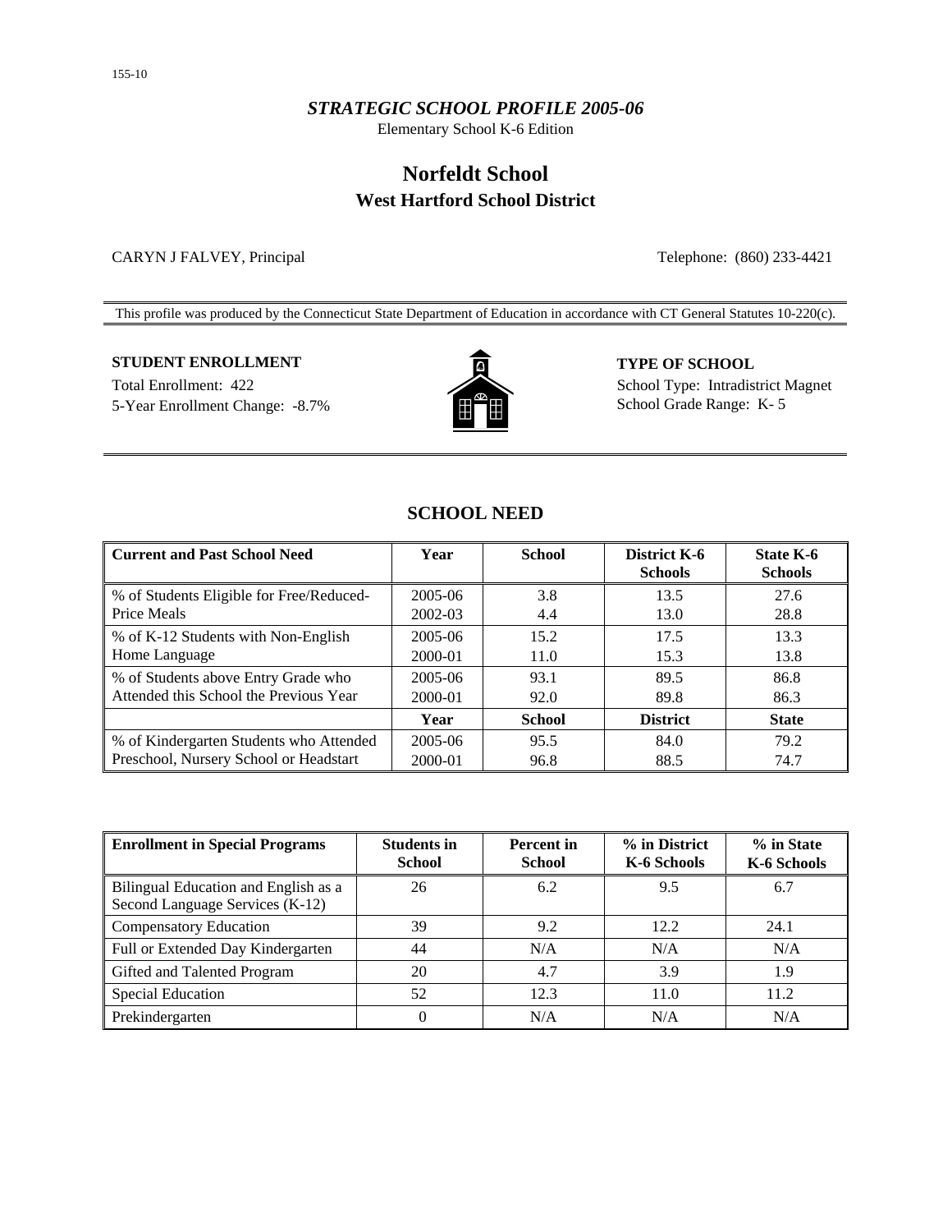155-10

*STRATEGIC SCHOOL PROFILE 2005-06*

Elementary School K-6 Edition

# Norfeldt School

## West Hartford School District

CARYN J FALVEY, Principal

Telephone: (860) 233-4421

This profile was produced by the Connecticut State Department of Education in accordance with CT General Statutes 10-220(c).

**STUDENT ENROLLMENT**

Total Enrollment: 422

5-Year Enrollment Change: -8.7%

**TYPE OF SCHOOL**

School Type: Intradistrict Magnet

School Grade Range: K- 5

## SCHOOL NEED

| Current and Past School Need | Year | School | District K-6 Schools | State K-6 Schools |
|---|---|---|---|---|
| % of Students Eligible for Free/Reduced-Price Meals | 2005-06 | 3.8 | 13.5 | 27.6 |
| | 2002-03 | 4.4 | 13.0 | 28.8 |
| % of K-12 Students with Non-English Home Language | 2005-06 | 15.2 | 17.5 | 13.3 |
| | 2000-01 | 11.0 | 15.3 | 13.8 |
| % of Students above Entry Grade who Attended this School the Previous Year | 2005-06 | 93.1 | 89.5 | 86.8 |
| | 2000-01 | 92.0 | 89.8 | 86.3 |
| | **Year** | **School** | **District** | **State** |
| % of Kindergarten Students who Attended Preschool, Nursery School or Headstart | 2005-06 | 95.5 | 84.0 | 79.2 |
| | 2000-01 | 96.8 | 88.5 | 74.7 |

| Enrollment in Special Programs | Students in School | Percent in School | % in District K-6 Schools | % in State K-6 Schools |
|---|---|---|---|---|
| Bilingual Education and English as a Second Language Services (K-12) | 26 | 6.2 | 9.5 | 6.7 |
| Compensatory Education | 39 | 9.2 | 12.2 | 24.1 |
| Full or Extended Day Kindergarten | 44 | N/A | N/A | N/A |
| Gifted and Talented Program | 20 | 4.7 | 3.9 | 1.9 |
| Special Education | 52 | 12.3 | 11.0 | 11.2 |
| Prekindergarten | 0 | N/A | N/A | N/A |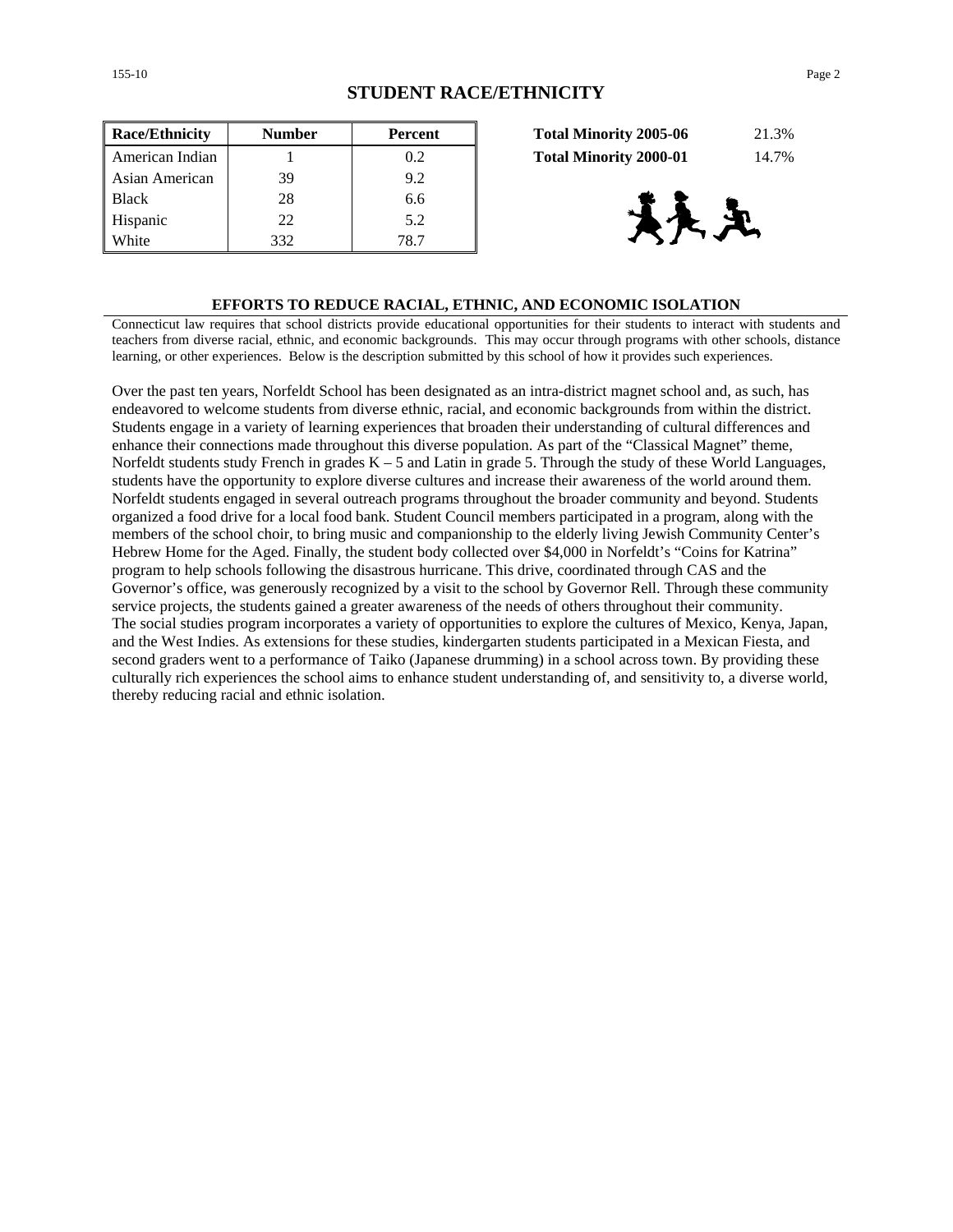## STUDENT RACE/ETHNICITY

| Race/Ethnicity | Number | Percent |
|---|---|---|
| American Indian | 1 | 0.2 |
| Asian American | 39 | 9.2 |
| Black | 28 | 6.6 |
| Hispanic | 22 | 5.2 |
| White | 332 | 78.7 |

| | |
|---|---|
| **Total Minority 2005-06** | 21.3% |
| **Total Minority 2000-01** | 14.7% |

### EFFORTS TO REDUCE RACIAL, ETHNIC, AND ECONOMIC ISOLATION

Connecticut law requires that school districts provide educational opportunities for their students to interact with students and teachers from diverse racial, ethnic, and economic backgrounds. This may occur through programs with other schools, distance learning, or other experiences. Below is the description submitted by this school of how it provides such experiences.

Over the past ten years, Norfeldt School has been designated as an intra-district magnet school and, as such, has endeavored to welcome students from diverse ethnic, racial, and economic backgrounds from within the district. Students engage in a variety of learning experiences that broaden their understanding of cultural differences and enhance their connections made throughout this diverse population. As part of the "Classical Magnet" theme, Norfeldt students study French in grades K – 5 and Latin in grade 5. Through the study of these World Languages, students have the opportunity to explore diverse cultures and increase their awareness of the world around them. Norfeldt students engaged in several outreach programs throughout the broader community and beyond. Students organized a food drive for a local food bank. Student Council members participated in a program, along with the members of the school choir, to bring music and companionship to the elderly living Jewish Community Center's Hebrew Home for the Aged. Finally, the student body collected over $4,000 in Norfeldt's "Coins for Katrina" program to help schools following the disastrous hurricane. This drive, coordinated through CAS and the Governor's office, was generously recognized by a visit to the school by Governor Rell. Through these community service projects, the students gained a greater awareness of the needs of others throughout their community. The social studies program incorporates a variety of opportunities to explore the cultures of Mexico, Kenya, Japan, and the West Indies. As extensions for these studies, kindergarten students participated in a Mexican Fiesta, and second graders went to a performance of Taiko (Japanese drumming) in a school across town. By providing these culturally rich experiences the school aims to enhance student understanding of, and sensitivity to, a diverse world, thereby reducing racial and ethnic isolation.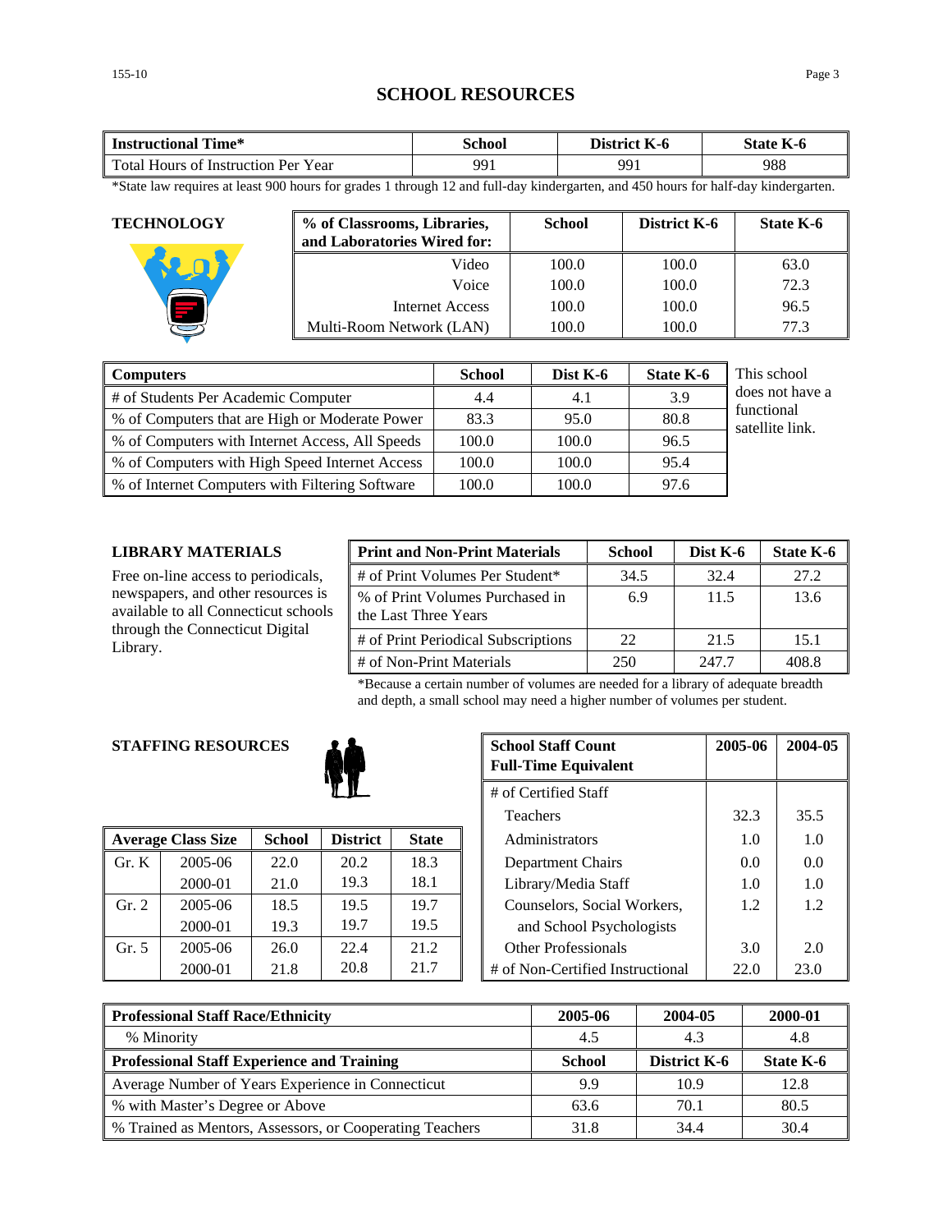# SCHOOL RESOURCES

| Instructional Time* | School | District K-6 | State K-6 |
|---|---|---|---|
| Total Hours of Instruction Per Year | 991 | 991 | 988 |

*State law requires at least 900 hours for grades 1 through 12 and full-day kindergarten, and 450 hours for half-day kindergarten.

## TECHNOLOGY

| % of Classrooms, Libraries, and Laboratories Wired for: | School | District K-6 | State K-6 |
|---|---|---|---|
| Video | 100.0 | 100.0 | 63.0 |
| Voice | 100.0 | 100.0 | 72.3 |
| Internet Access | 100.0 | 100.0 | 96.5 |
| Multi-Room Network (LAN) | 100.0 | 100.0 | 77.3 |

| Computers | School | Dist K-6 | State K-6 |
|---|---|---|---|
| # of Students Per Academic Computer | 4.4 | 4.1 | 3.9 |
| % of Computers that are High or Moderate Power | 83.3 | 95.0 | 80.8 |
| % of Computers with Internet Access, All Speeds | 100.0 | 100.0 | 96.5 |
| % of Computers with High Speed Internet Access | 100.0 | 100.0 | 95.4 |
| % of Internet Computers with Filtering Software | 100.0 | 100.0 | 97.6 |

This school does not have a functional satellite link.

## LIBRARY MATERIALS

Free on-line access to periodicals, newspapers, and other resources is available to all Connecticut schools through the Connecticut Digital Library.

| Print and Non-Print Materials | School | Dist K-6 | State K-6 |
|---|---|---|---|
| # of Print Volumes Per Student* | 34.5 | 32.4 | 27.2 |
| % of Print Volumes Purchased in the Last Three Years | 6.9 | 11.5 | 13.6 |
| # of Print Periodical Subscriptions | 22 | 21.5 | 15.1 |
| # of Non-Print Materials | 250 | 247.7 | 408.8 |

*Because a certain number of volumes are needed for a library of adequate breadth and depth, a small school may need a higher number of volumes per student.

## STAFFING RESOURCES

| Average Class Size | | School | District | State |
|---|---|---|---|---|
| Gr. K | 2005-06 | 22.0 | 20.2 | 18.3 |
| | 2000-01 | 21.0 | 19.3 | 18.1 |
| Gr. 2 | 2005-06 | 18.5 | 19.5 | 19.7 |
| | 2000-01 | 19.3 | 19.7 | 19.5 |
| Gr. 5 | 2005-06 | 26.0 | 22.4 | 21.2 |
| | 2000-01 | 21.8 | 20.8 | 21.7 |

| School Staff Count Full-Time Equivalent | 2005-06 | 2004-05 |
|---|---|---|
| # of Certified Staff | | |
| Teachers | 32.3 | 35.5 |
| Administrators | 1.0 | 1.0 |
| Department Chairs | 0.0 | 0.0 |
| Library/Media Staff | 1.0 | 1.0 |
| Counselors, Social Workers, and School Psychologists | 1.2 | 1.2 |
| Other Professionals | 3.0 | 2.0 |
| # of Non-Certified Instructional | 22.0 | 23.0 |

| Professional Staff Race/Ethnicity | 2005-06 | 2004-05 | 2000-01 |
|---|---|---|---|
| % Minority | 4.5 | 4.3 | 4.8 |
| **Professional Staff Experience and Training** | **School** | **District K-6** | **State K-6** |
| Average Number of Years Experience in Connecticut | 9.9 | 10.9 | 12.8 |
| % with Master's Degree or Above | 63.6 | 70.1 | 80.5 |
| % Trained as Mentors, Assessors, or Cooperating Teachers | 31.8 | 34.4 | 30.4 |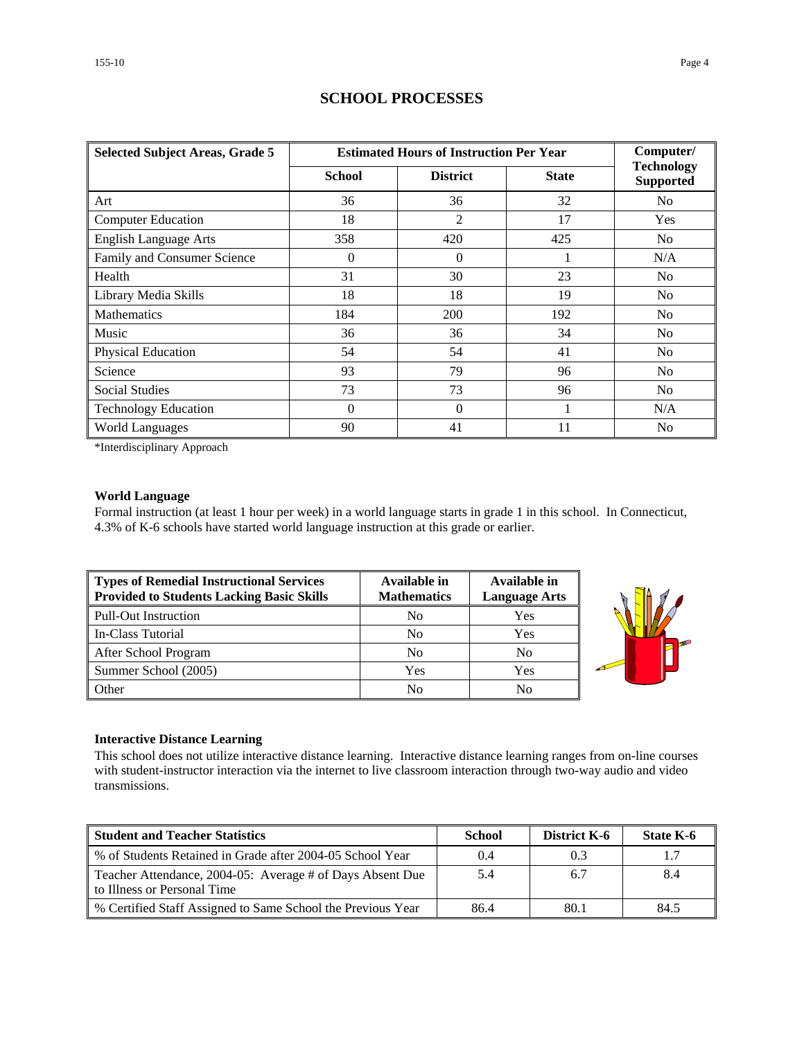# SCHOOL PROCESSES

| Selected Subject Areas, Grade 5 | Estimated Hours of Instruction Per Year | | | Computer/ Technology Supported |
|---|---|---|---|---|
| | School | District | State | |
| Art | 36 | 36 | 32 | No |
| Computer Education | 18 | 2 | 17 | Yes |
| English Language Arts | 358 | 420 | 425 | No |
| Family and Consumer Science | 0 | 0 | 1 | N/A |
| Health | 31 | 30 | 23 | No |
| Library Media Skills | 18 | 18 | 19 | No |
| Mathematics | 184 | 200 | 192 | No |
| Music | 36 | 36 | 34 | No |
| Physical Education | 54 | 54 | 41 | No |
| Science | 93 | 79 | 96 | No |
| Social Studies | 73 | 73 | 96 | No |
| Technology Education | 0 | 0 | 1 | N/A |
| World Languages | 90 | 41 | 11 | No |

*Interdisciplinary Approach

**World Language**

Formal instruction (at least 1 hour per week) in a world language starts in grade 1 in this school. In Connecticut, 4.3% of K-6 schools have started world language instruction at this grade or earlier.

| Types of Remedial Instructional Services Provided to Students Lacking Basic Skills | Available in Mathematics | Available in Language Arts |
|---|---|---|
| Pull-Out Instruction | No | Yes |
| In-Class Tutorial | No | Yes |
| After School Program | No | No |
| Summer School (2005) | Yes | Yes |
| Other | No | No |

**Interactive Distance Learning**

This school does not utilize interactive distance learning. Interactive distance learning ranges from on-line courses with student-instructor interaction via the internet to live classroom interaction through two-way audio and video transmissions.

| Student and Teacher Statistics | School | District K-6 | State K-6 |
|---|---|---|---|
| % of Students Retained in Grade after 2004-05 School Year | 0.4 | 0.3 | 1.7 |
| Teacher Attendance, 2004-05: Average # of Days Absent Due to Illness or Personal Time | 5.4 | 6.7 | 8.4 |
| % Certified Staff Assigned to Same School the Previous Year | 86.4 | 80.1 | 84.5 |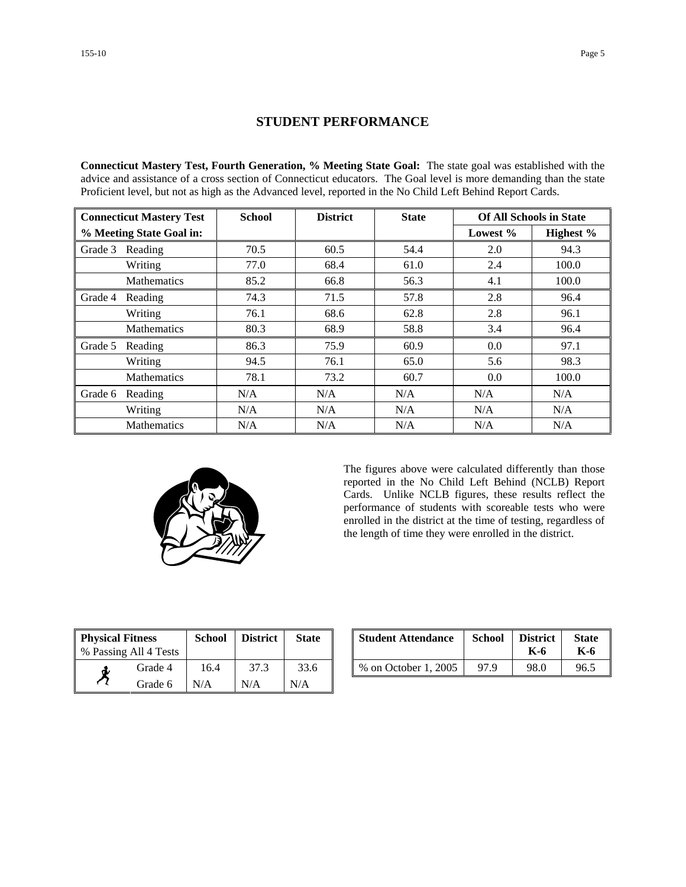## STUDENT PERFORMANCE

**Connecticut Mastery Test, Fourth Generation, % Meeting State Goal:** The state goal was established with the advice and assistance of a cross section of Connecticut educators. The Goal level is more demanding than the state Proficient level, but not as high as the Advanced level, reported in the No Child Left Behind Report Cards.

| Connecticut Mastery Test | | School | District | State | Of All Schools in State | |
|---|---|---|---|---|---|---|
| % Meeting State Goal in: | | | | | Lowest % | Highest % |
| Grade 3 | Reading | 70.5 | 60.5 | 54.4 | 2.0 | 94.3 |
| | Writing | 77.0 | 68.4 | 61.0 | 2.4 | 100.0 |
| | Mathematics | 85.2 | 66.8 | 56.3 | 4.1 | 100.0 |
| Grade 4 | Reading | 74.3 | 71.5 | 57.8 | 2.8 | 96.4 |
| | Writing | 76.1 | 68.6 | 62.8 | 2.8 | 96.1 |
| | Mathematics | 80.3 | 68.9 | 58.8 | 3.4 | 96.4 |
| Grade 5 | Reading | 86.3 | 75.9 | 60.9 | 0.0 | 97.1 |
| | Writing | 94.5 | 76.1 | 65.0 | 5.6 | 98.3 |
| | Mathematics | 78.1 | 73.2 | 60.7 | 0.0 | 100.0 |
| Grade 6 | Reading | N/A | N/A | N/A | N/A | N/A |
| | Writing | N/A | N/A | N/A | N/A | N/A |
| | Mathematics | N/A | N/A | N/A | N/A | N/A |

The figures above were calculated differently than those reported in the No Child Left Behind (NCLB) Report Cards. Unlike NCLB figures, these results reflect the performance of students with scoreable tests who were enrolled in the district at the time of testing, regardless of the length of time they were enrolled in the district.

| Physical Fitness<br>% Passing All 4 Tests | School | District | State |
|---|---|---|---|
| Grade 4 | 16.4 | 37.3 | 33.6 |
| Grade 6 | N/A | N/A | N/A |

| Student Attendance | School | District K-6 | State K-6 |
|---|---|---|---|
| % on October 1, 2005 | 97.9 | 98.0 | 96.5 |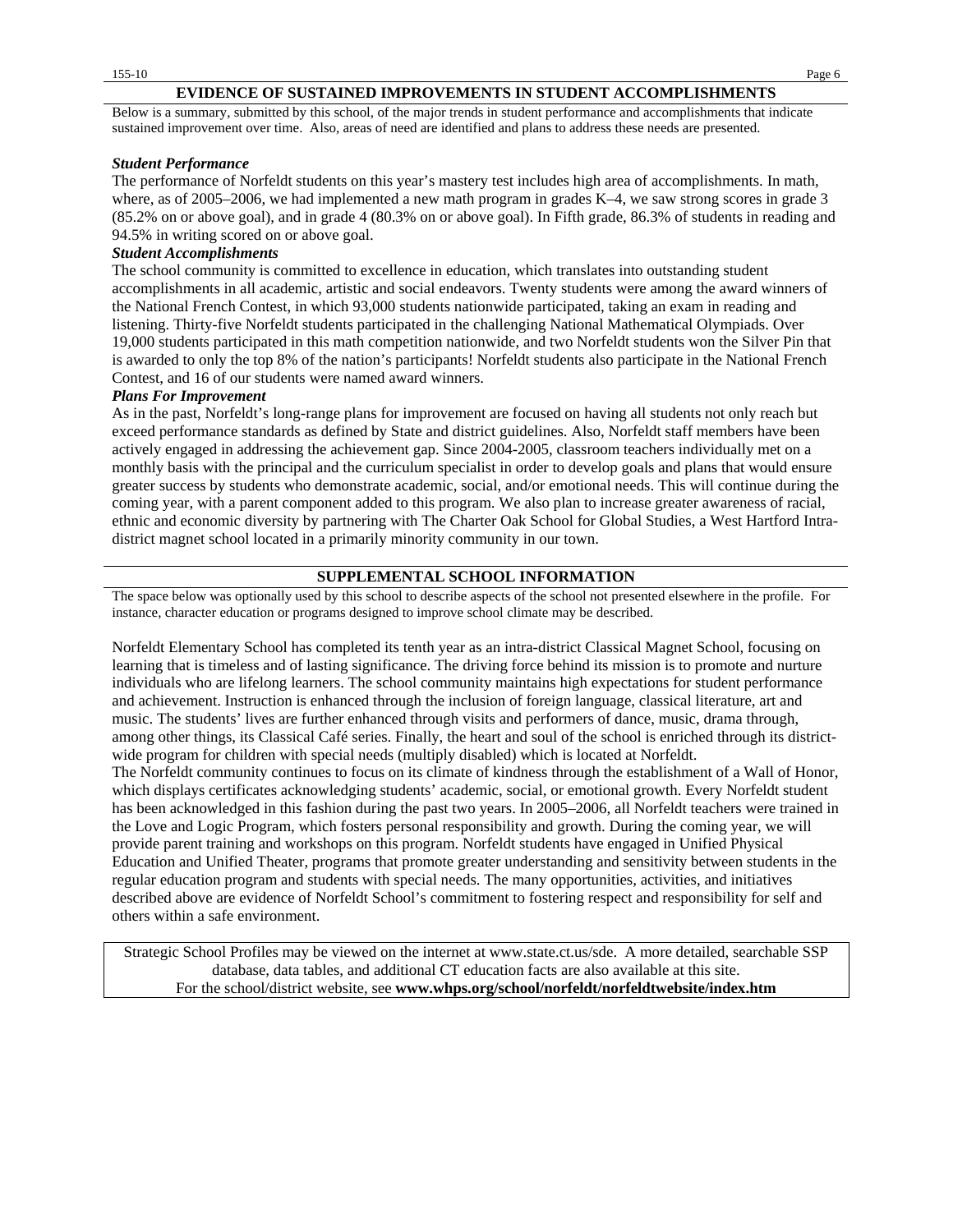## EVIDENCE OF SUSTAINED IMPROVEMENTS IN STUDENT ACCOMPLISHMENTS

Below is a summary, submitted by this school, of the major trends in student performance and accomplishments that indicate sustained improvement over time. Also, areas of need are identified and plans to address these needs are presented.

***Student Performance***

The performance of Norfeldt students on this year's mastery test includes high area of accomplishments. In math, where, as of 2005–2006, we had implemented a new math program in grades K–4, we saw strong scores in grade 3 (85.2% on or above goal), and in grade 4 (80.3% on or above goal). In Fifth grade, 86.3% of students in reading and 94.5% in writing scored on or above goal.

***Student Accomplishments***

The school community is committed to excellence in education, which translates into outstanding student accomplishments in all academic, artistic and social endeavors. Twenty students were among the award winners of the National French Contest, in which 93,000 students nationwide participated, taking an exam in reading and listening. Thirty-five Norfeldt students participated in the challenging National Mathematical Olympiads. Over 19,000 students participated in this math competition nationwide, and two Norfeldt students won the Silver Pin that is awarded to only the top 8% of the nation's participants! Norfeldt students also participate in the National French Contest, and 16 of our students were named award winners.

***Plans For Improvement***

As in the past, Norfeldt's long-range plans for improvement are focused on having all students not only reach but exceed performance standards as defined by State and district guidelines. Also, Norfeldt staff members have been actively engaged in addressing the achievement gap. Since 2004-2005, classroom teachers individually met on a monthly basis with the principal and the curriculum specialist in order to develop goals and plans that would ensure greater success by students who demonstrate academic, social, and/or emotional needs. This will continue during the coming year, with a parent component added to this program. We also plan to increase greater awareness of racial, ethnic and economic diversity by partnering with The Charter Oak School for Global Studies, a West Hartford Intra-district magnet school located in a primarily minority community in our town.

## SUPPLEMENTAL SCHOOL INFORMATION

The space below was optionally used by this school to describe aspects of the school not presented elsewhere in the profile. For instance, character education or programs designed to improve school climate may be described.

Norfeldt Elementary School has completed its tenth year as an intra-district Classical Magnet School, focusing on learning that is timeless and of lasting significance. The driving force behind its mission is to promote and nurture individuals who are lifelong learners. The school community maintains high expectations for student performance and achievement. Instruction is enhanced through the inclusion of foreign language, classical literature, art and music. The students' lives are further enhanced through visits and performers of dance, music, drama through, among other things, its Classical Café series. Finally, the heart and soul of the school is enriched through its district-wide program for children with special needs (multiply disabled) which is located at Norfeldt.

The Norfeldt community continues to focus on its climate of kindness through the establishment of a Wall of Honor, which displays certificates acknowledging students' academic, social, or emotional growth. Every Norfeldt student has been acknowledged in this fashion during the past two years. In 2005–2006, all Norfeldt teachers were trained in the Love and Logic Program, which fosters personal responsibility and growth. During the coming year, we will provide parent training and workshops on this program. Norfeldt students have engaged in Unified Physical Education and Unified Theater, programs that promote greater understanding and sensitivity between students in the regular education program and students with special needs. The many opportunities, activities, and initiatives described above are evidence of Norfeldt School's commitment to fostering respect and responsibility for self and others within a safe environment.

Strategic School Profiles may be viewed on the internet at www.state.ct.us/sde. A more detailed, searchable SSP database, data tables, and additional CT education facts are also available at this site.
For the school/district website, see **www.whps.org/school/norfeldt/norfeldtwebsite/index.htm**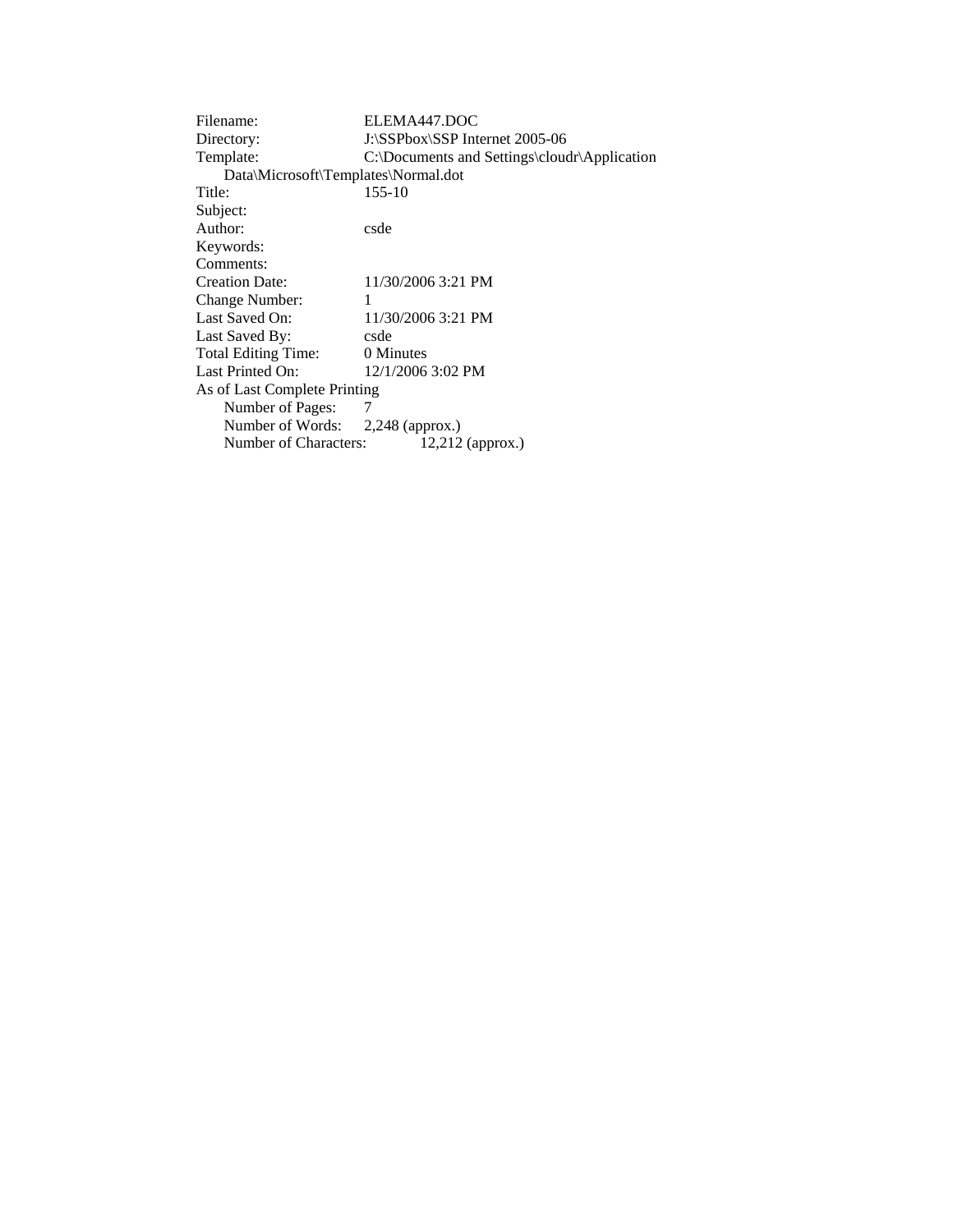Filename: ELEMA447.DOC
Directory: J:\SSPbox\SSP Internet 2005-06
Template: C:\Documents and Settings\cloudr\Application Data\Microsoft\Templates\Normal.dot
Title: 155-10
Subject:
Author: csde
Keywords:
Comments:
Creation Date: 11/30/2006 3:21 PM
Change Number: 1
Last Saved On: 11/30/2006 3:21 PM
Last Saved By: csde
Total Editing Time: 0 Minutes
Last Printed On: 12/1/2006 3:02 PM
As of Last Complete Printing
Number of Pages: 7
Number of Words: 2,248 (approx.)
Number of Characters: 12,212 (approx.)